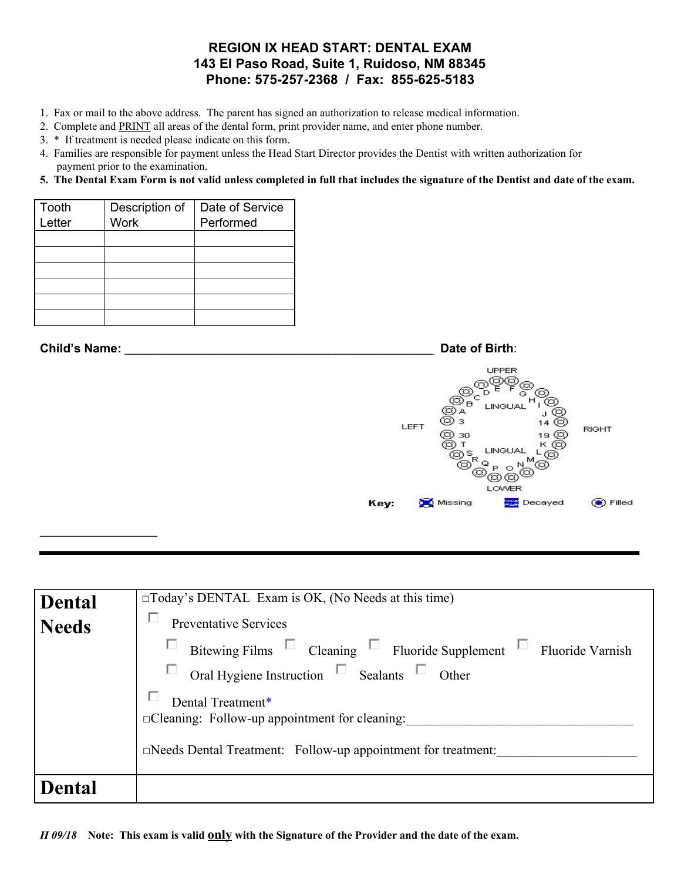# REGION IX HEAD START: DENTAL EXAM

**143 El Paso Road, Suite 1, Ruidoso, NM 88345**
**Phone: 575-257-2368 / Fax: 855-625-5183**

1. Fax or mail to the above address. The parent has signed an authorization to release medical information.
2. Complete and PRINT all areas of the dental form, print provider name, and enter phone number.
3. * If treatment is needed please indicate on this form.
4. Families are responsible for payment unless the Head Start Director provides the Dentist with written authorization for payment prior to the examination.
5. **The Dental Exam Form is not valid unless completed in full that includes the signature of the Dentist and date of the exam.**

| Tooth Letter | Description of Work | Date of Service Performed |
|---|---|---|
| | | |
| | | |
| | | |
| | | |
| | | |
| | | |

**Child's Name:** ________________________________________________ **Date of Birth**:

UPPER

LEFT LINGUAL RIGHT

A B C D E F G H I J 3 14 30 19 T K S L R M Q N P O

LINGUAL

LOWER

**Key:** Missing Decayed Filled

___________________

| **Dental Needs** | □Today's DENTAL Exam is OK, (No Needs at this time)<br>□ Preventative Services<br>□ Bitewing Films □ Cleaning □ Fluoride Supplement □ Fluoride Varnish<br>□ Oral Hygiene Instruction □ Sealants □ Other<br>□ Dental Treatment*<br>□Cleaning: Follow-up appointment for cleaning:___________________________________<br>□Needs Dental Treatment: Follow-up appointment for treatment:_____________________ |
|---|---|
| **Dental** | |

*H 09/18* **Note: This exam is valid only with the Signature of the Provider and the date of the exam.**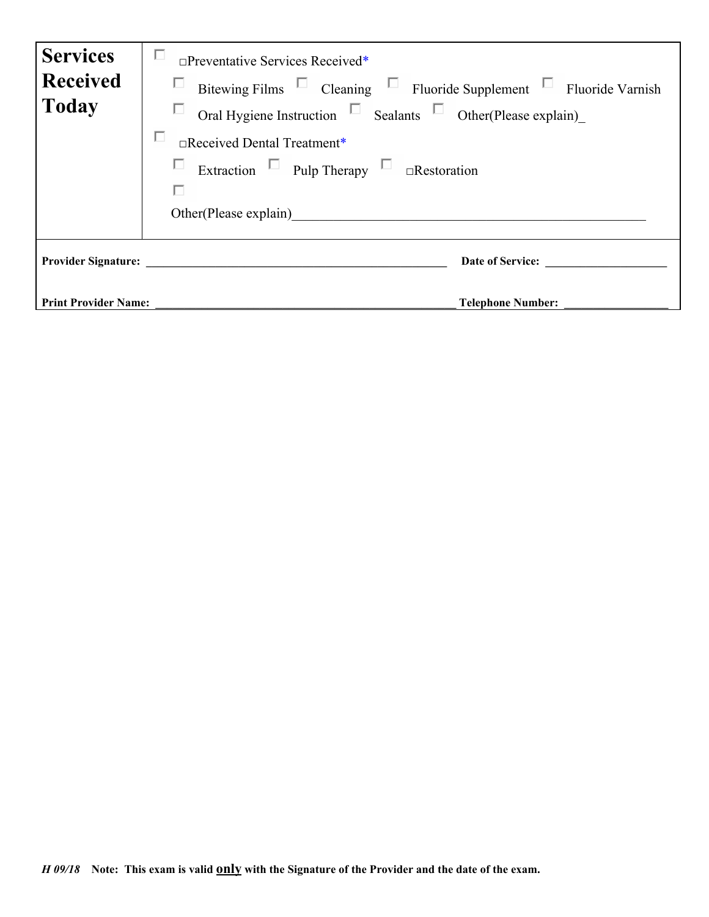| **Services Received Today** | ☐ □Preventative Services Received*<br>☐ Bitewing Films ☐ Cleaning ☐ Fluoride Supplement ☐ Fluoride Varnish<br>☐ Oral Hygiene Instruction ☐ Sealants ☐ Other(Please explain)_<br>☐ □Received Dental Treatment*<br>☐ Extraction ☐ Pulp Therapy ☐ □Restoration<br>☐<br>Other(Please explain)_______________________________________________________ |
|---|---|

**Provider Signature:** ____________________________________________________ **Date of Service:** _____________________

**Print Provider Name:** ____________________________________________________ **Telephone Number:** __________________

***H 09/18*** **Note: This exam is valid <u>only</u> with the Signature of the Provider and the date of the exam.**